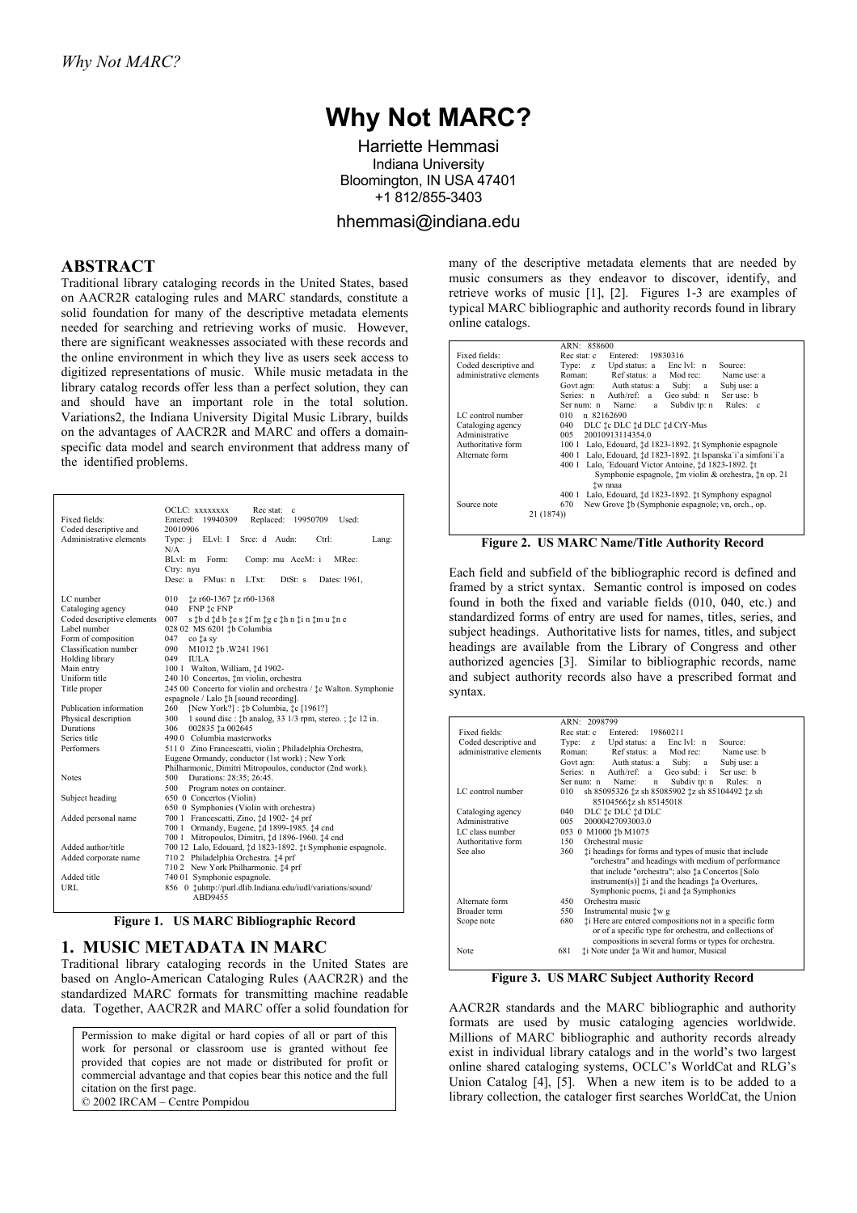# Why Not MARC?

Harriette Hemmasi
Indiana University
Bloomington, IN USA 47401
+1 812/855-3403
hhemmasi@indiana.edu

## ABSTRACT

Traditional library cataloging records in the United States, based on AACR2R cataloging rules and MARC standards, constitute a solid foundation for many of the descriptive metadata elements needed for searching and retrieving works of music. However, there are significant weaknesses associated with these records and the online environment in which they live as users seek access to digitized representations of music. While music metadata in the library catalog records offer less than a perfect solution, they can and should have an important role in the total solution. Variations2, the Indiana University Digital Music Library, builds on the advantages of AACR2R and MARC and offers a domain-specific data model and search environment that address many of the identified problems.

| | |
|---|---|
| | OCLC: xxxxxxxx Rec stat: c |
| Fixed fields: | Entered: 19940309 Replaced: 19950709 Used: 20010906 |
| Coded descriptive and administrative elements | Type: j ELvl: I Srce: d Audn: Ctrl: Lang: N/A |
| | BLvl: m Form: Comp: mu AccM: i MRec: Ctry: nyu |
| | Desc: a FMus: n LTxt: DtSt: s Dates: 1961, |
| LC number | 010 ‡z r60-1367 ‡z r60-1368 |
| Cataloging agency | 040 FNP ‡c FNP |
| Coded descriptive elements | 007 s ‡b d ‡d b ‡e s ‡f m ‡g e ‡h n ‡i n ‡m u ‡n e |
| Label number | 028 02 MS 6201 ‡b Columbia |
| Form of composition | 047 co ‡a sy |
| Classification number | 090 M1012 ‡b .W241 1961 |
| Holding library | 049 IULA |
| Main entry | 100 1 Walton, William, ‡d 1902- |
| Uniform title | 240 10 Concertos, ‡m violin, orchestra |
| Title proper | 245 00 Concerto for violin and orchestra / ‡c Walton. Symphonie espagnole / Lalo ‡h [sound recording]. |
| Publication information | 260 [New York?] : ‡b Columbia, ‡c [1961?] |
| Physical description | 300 1 sound disc : ‡b analog, 33 1/3 rpm, stereo. ; ‡c 12 in. |
| Durations | 306 002835 ‡a 002645 |
| Series title | 490 0 Columbia masterworks |
| Performers | 511 0 Zino Francescatti, violin ; Philadelphia Orchestra, Eugene Ormandy, conductor (1st work) ; New York Philharmonic, Dimitri Mitropoulos, conductor (2nd work). |
| Notes | 500 Durations: 28:35; 26:45. |
| | 500 Program notes on container. |
| Subject heading | 650 0 Concertos (Violin) |
| | 650 0 Symphonies (Violin with orchestra) |
| Added personal name | 700 1 Francescatti, Zino, ‡d 1902- ‡4 prf |
| | 700 1 Ormandy, Eugene, ‡d 1899-1985. ‡4 cnd |
| | 700 1 Mitropoulos, Dimitri, ‡d 1896-1960. ‡4 cnd |
| Added author/title | 700 12 Lalo, Edouard, ‡d 1823-1892. ‡t Symphonie espagnole. |
| Added corporate name | 710 2 Philadelphia Orchestra. ‡4 prf |
| | 710 2 New York Philharmonic. ‡4 prf |
| Added title | 740 01 Symphonie espagnole. |
| URL | 856 0 ‡uhttp://purl.dlib.Indiana.edu/iudl/variations/sound/ABD9455 |

**Figure 1. US MARC Bibliographic Record**

## 1. MUSIC METADATA IN MARC

Traditional library cataloging records in the United States are based on Anglo-American Cataloging Rules (AACR2R) and the standardized MARC formats for transmitting machine readable data. Together, AACR2R and MARC offer a solid foundation for many of the descriptive metadata elements that are needed by music consumers as they endeavor to discover, identify, and retrieve works of music [1], [2]. Figures 1-3 are examples of typical MARC bibliographic and authority records found in library online catalogs.

| | |
|---|---|
| | ARN: 858600 |
| Fixed fields: | Rec stat: c Entered: 19830316 |
| Coded descriptive and administrative elements | Type: z Upd status: a Enc lvl: n Source: |
| | Roman: Ref status: a Mod rec: Name use: a |
| | Govt agn: Auth status: a Subj: a Subj use: a |
| | Series: n Auth/ref: a Geo subd: n Ser use: b |
| | Ser num: n Name: a Subdiv tp: n Rules: c |
| LC control number | 010 n 82162690 |
| Cataloging agency | 040 DLC ‡c DLC ‡d DLC ‡d CtY-Mus |
| Administrative | 005 20010913114354.0 |
| Authoritative form | 100 1 Lalo, Edouard, ‡d 1823-1892. ‡t Symphonie espagnole |
| Alternate form | 400 1 Lalo, Edouard, ‡d 1823-1892. ‡t Ispanska`i`a simfoni`i`a |
| | 400 1 Lalo, `Edouard Victor Antoine, ‡d 1823-1892. ‡t Symphonie espagnole, ‡m violin & orchestra, ‡n op. 21 ‡w nnaa |
| | 400 1 Lalo, Edouard, ‡d 1823-1892. ‡t Symphony espagnol |
| Source note | 670 New Grove ‡b (Symphonie espagnole; vn, orch., op. 21 (1874)) |

**Figure 2. US MARC Name/Title Authority Record**

Each field and subfield of the bibliographic record is defined and framed by a strict syntax. Semantic control is imposed on codes found in both the fixed and variable fields (010, 040, etc.) and standardized forms of entry are used for names, titles, series, and subject headings. Authoritative lists for names, titles, and subject headings are available from the Library of Congress and other authorized agencies [3]. Similar to bibliographic records, name and subject authority records also have a prescribed format and syntax.

| | |
|---|---|
| | ARN: 2098799 |
| Fixed fields: | Rec stat: c Entered: 19860211 |
| Coded descriptive and administrative elements | Type: z Upd status: a Enc lvl: n Source: |
| | Roman: Ref status: a Mod rec: Name use: b |
| | Govt agn: Auth status: a Subj: a Subj use: a |
| | Series: n Auth/ref: a Geo subd: i Ser use: b |
| | Ser num: n Name: n Subdiv tp: n Rules: n |
| LC control number | 010 sh 85095326 ‡z sh 85085902 ‡z sh 85104492 ‡z sh 85104566‡z sh 85145018 |
| Cataloging agency | 040 DLC ‡c DLC ‡d DLC |
| Administrative | 005 20000427093003.0 |
| LC class number | 053 0 M1000 ‡b M1075 |
| Authoritative form | 150 Orchestral music |
| See also | 360 ‡i headings for forms and types of music that include "orchestra" and headings with medium of performance that include "orchestra"; also ‡a Concertos [Solo instrument(s)] ‡i and the headings ‡a Overtures, Symphonic poems, ‡i and ‡a Symphonies |
| Alternate form | 450 Orchestra music |
| Broader term | 550 Instrumental music ‡w g |
| Scope note | 680 ‡i Here are entered compositions not in a specific form or of a specific type for orchestra, and collections of compositions in several forms or types for orchestra. |
| Note | 681 ‡i Note under ‡a Wit and humor, Musical |

**Figure 3. US MARC Subject Authority Record**

AACR2R standards and the MARC bibliographic and authority formats are used by music cataloging agencies worldwide. Millions of MARC bibliographic and authority records already exist in individual library catalogs and in the world's two largest online shared cataloging systems, OCLC's WorldCat and RLG's Union Catalog [4], [5]. When a new item is to be added to a library collection, the cataloger first searches WorldCat, the Union

Permission to make digital or hard copies of all or part of this work for personal or classroom use is granted without fee provided that copies are not made or distributed for profit or commercial advantage and that copies bear this notice and the full citation on the first page.
© 2002 IRCAM – Centre Pompidou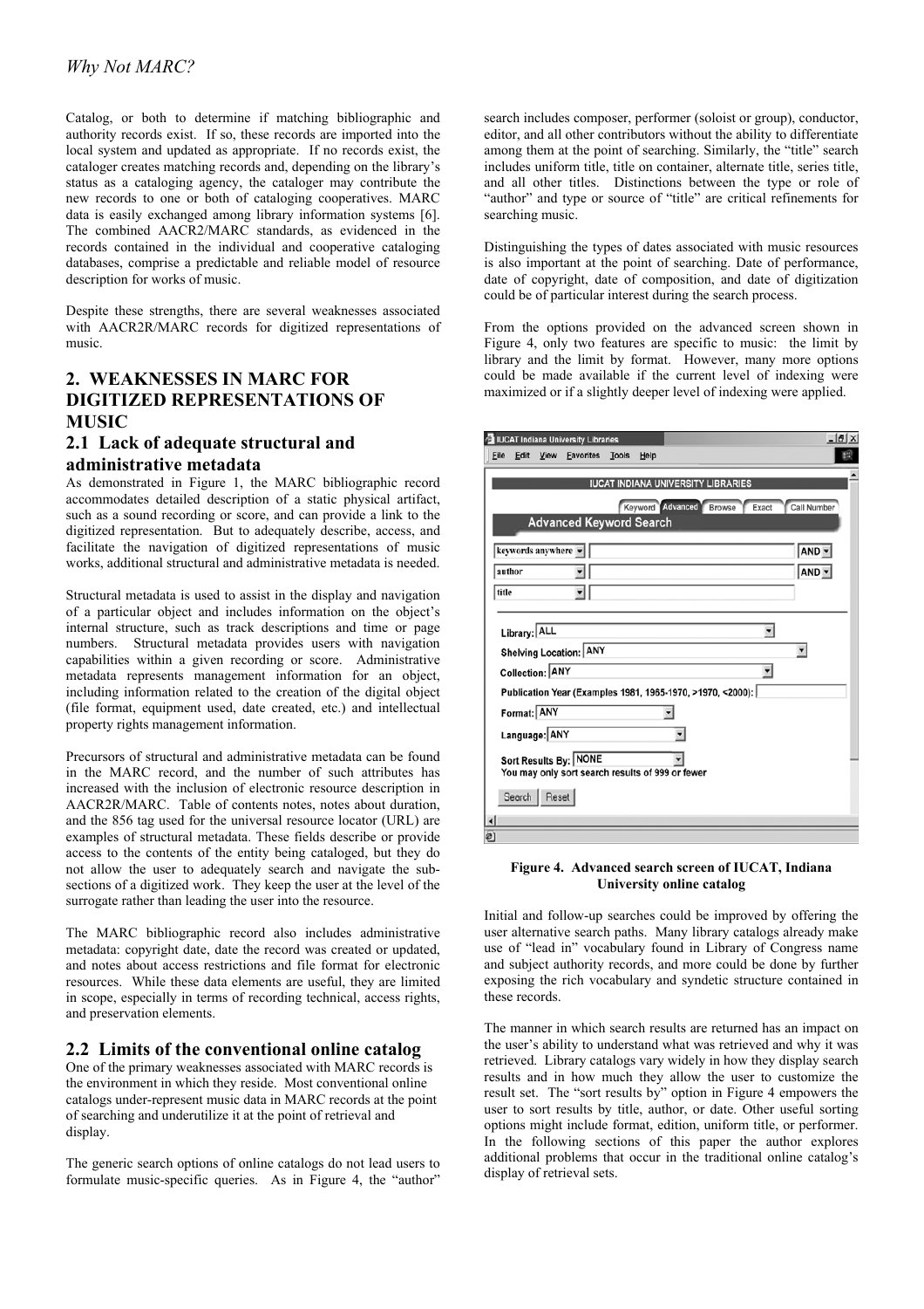Catalog, or both to determine if matching bibliographic and authority records exist. If so, these records are imported into the local system and updated as appropriate. If no records exist, the cataloger creates matching records and, depending on the library's status as a cataloging agency, the cataloger may contribute the new records to one or both of cataloging cooperatives. MARC data is easily exchanged among library information systems [6]. The combined AACR2/MARC standards, as evidenced in the records contained in the individual and cooperative cataloging databases, comprise a predictable and reliable model of resource description for works of music.

Despite these strengths, there are several weaknesses associated with AACR2R/MARC records for digitized representations of music.

## 2. WEAKNESSES IN MARC FOR DIGITIZED REPRESENTATIONS OF MUSIC

### 2.1 Lack of adequate structural and administrative metadata

As demonstrated in Figure 1, the MARC bibliographic record accommodates detailed description of a static physical artifact, such as a sound recording or score, and can provide a link to the digitized representation. But to adequately describe, access, and facilitate the navigation of digitized representations of music works, additional structural and administrative metadata is needed.

Structural metadata is used to assist in the display and navigation of a particular object and includes information on the object's internal structure, such as track descriptions and time or page numbers. Structural metadata provides users with navigation capabilities within a given recording or score. Administrative metadata represents management information for an object, including information related to the creation of the digital object (file format, equipment used, date created, etc.) and intellectual property rights management information.

Precursors of structural and administrative metadata can be found in the MARC record, and the number of such attributes has increased with the inclusion of electronic resource description in AACR2R/MARC. Table of contents notes, notes about duration, and the 856 tag used for the universal resource locator (URL) are examples of structural metadata. These fields describe or provide access to the contents of the entity being cataloged, but they do not allow the user to adequately search and navigate the sub-sections of a digitized work. They keep the user at the level of the surrogate rather than leading the user into the resource.

The MARC bibliographic record also includes administrative metadata: copyright date, date the record was created or updated, and notes about access restrictions and file format for electronic resources. While these data elements are useful, they are limited in scope, especially in terms of recording technical, access rights, and preservation elements.

### 2.2 Limits of the conventional online catalog

One of the primary weaknesses associated with MARC records is the environment in which they reside. Most conventional online catalogs under-represent music data in MARC records at the point of searching and underutilize it at the point of retrieval and display.

The generic search options of online catalogs do not lead users to formulate music-specific queries. As in Figure 4, the "author" search includes composer, performer (soloist or group), conductor, editor, and all other contributors without the ability to differentiate among them at the point of searching. Similarly, the "title" search includes uniform title, title on container, alternate title, series title, and all other titles. Distinctions between the type or role of "author" and type or source of "title" are critical refinements for searching music.

Distinguishing the types of dates associated with music resources is also important at the point of searching. Date of performance, date of copyright, date of composition, and date of digitization could be of particular interest during the search process.

From the options provided on the advanced screen shown in Figure 4, only two features are specific to music: the limit by library and the limit by format. However, many more options could be made available if the current level of indexing were maximized or if a slightly deeper level of indexing were applied.

**Figure 4. Advanced search screen of IUCAT, Indiana University online catalog**

Initial and follow-up searches could be improved by offering the user alternative search paths. Many library catalogs already make use of "lead in" vocabulary found in Library of Congress name and subject authority records, and more could be done by further exposing the rich vocabulary and syndetic structure contained in these records.

The manner in which search results are returned has an impact on the user's ability to understand what was retrieved and why it was retrieved. Library catalogs vary widely in how they display search results and in how much they allow the user to customize the result set. The "sort results by" option in Figure 4 empowers the user to sort results by title, author, or date. Other useful sorting options might include format, edition, uniform title, or performer. In the following sections of this paper the author explores additional problems that occur in the traditional online catalog's display of retrieval sets.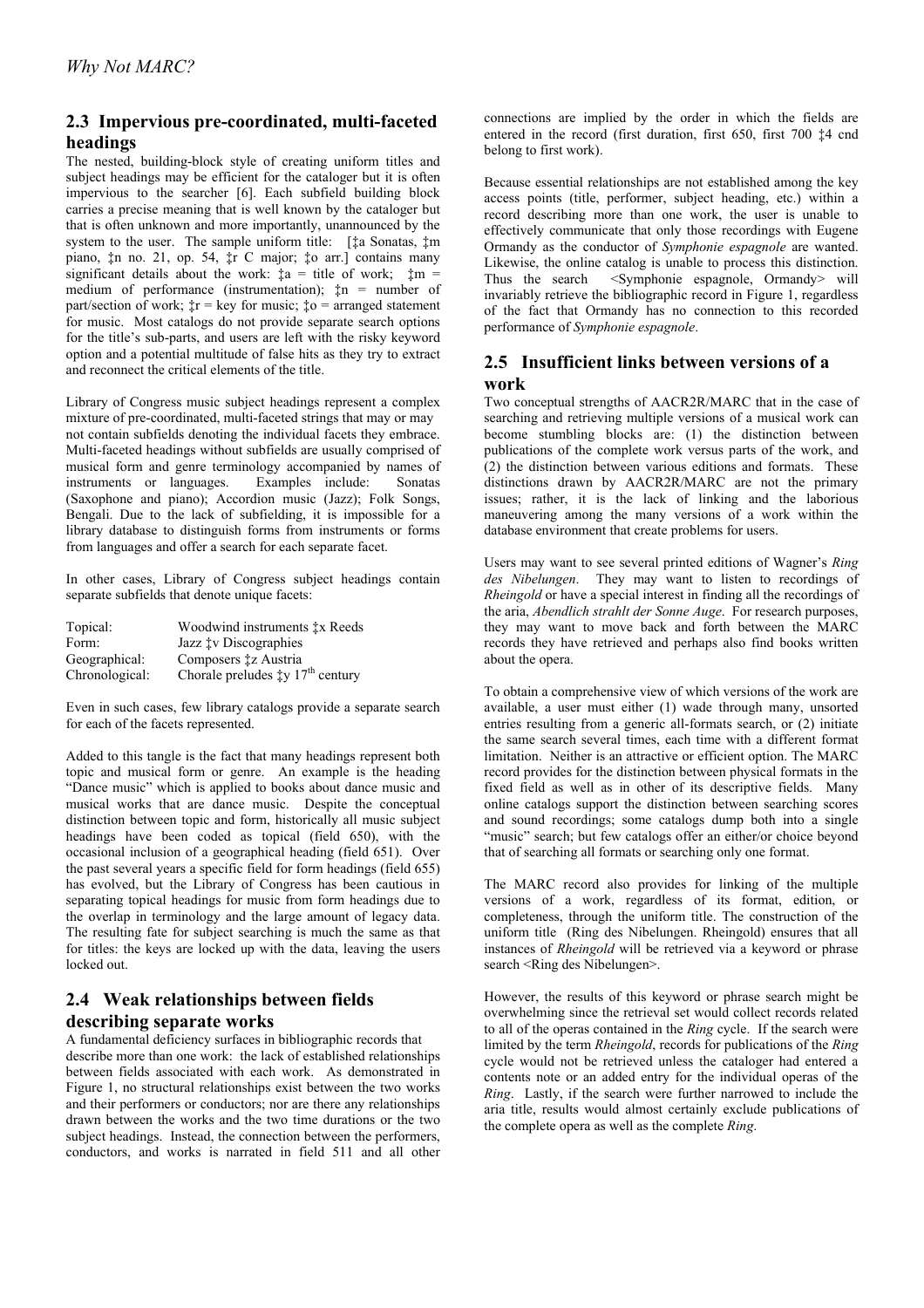## 2.3 Impervious pre-coordinated, multi-faceted headings

The nested, building-block style of creating uniform titles and subject headings may be efficient for the cataloger but it is often impervious to the searcher [6]. Each subfield building block carries a precise meaning that is well known by the cataloger but that is often unknown and more importantly, unannounced by the system to the user. The sample uniform title: [‡a Sonatas, ‡m piano, ‡n no. 21, op. 54, ‡r C major; ‡o arr.] contains many significant details about the work: ‡a = title of work; ‡m = medium of performance (instrumentation); ‡n = number of part/section of work; ‡r = key for music; ‡o = arranged statement for music. Most catalogs do not provide separate search options for the title's sub-parts, and users are left with the risky keyword option and a potential multitude of false hits as they try to extract and reconnect the critical elements of the title.

Library of Congress music subject headings represent a complex mixture of pre-coordinated, multi-faceted strings that may or may not contain subfields denoting the individual facets they embrace. Multi-faceted headings without subfields are usually comprised of musical form and genre terminology accompanied by names of instruments or languages. Examples include: Sonatas (Saxophone and piano); Accordion music (Jazz); Folk Songs, Bengali. Due to the lack of subfielding, it is impossible for a library database to distinguish forms from instruments or forms from languages and offer a search for each separate facet.

In other cases, Library of Congress subject headings contain separate subfields that denote unique facets:

| | |
|---|---|
| Topical: | Woodwind instruments ‡x Reeds |
| Form: | Jazz ‡v Discographies |
| Geographical: | Composers ‡z Austria |
| Chronological: | Chorale preludes ‡y 17th century |

Even in such cases, few library catalogs provide a separate search for each of the facets represented.

Added to this tangle is the fact that many headings represent both topic and musical form or genre. An example is the heading "Dance music" which is applied to books about dance music and musical works that are dance music. Despite the conceptual distinction between topic and form, historically all music subject headings have been coded as topical (field 650), with the occasional inclusion of a geographical heading (field 651). Over the past several years a specific field for form headings (field 655) has evolved, but the Library of Congress has been cautious in separating topical headings for music from form headings due to the overlap in terminology and the large amount of legacy data. The resulting fate for subject searching is much the same as that for titles: the keys are locked up with the data, leaving the users locked out.

## 2.4 Weak relationships between fields describing separate works

A fundamental deficiency surfaces in bibliographic records that describe more than one work: the lack of established relationships between fields associated with each work. As demonstrated in Figure 1, no structural relationships exist between the two works and their performers or conductors; nor are there any relationships drawn between the works and the two time durations or the two subject headings. Instead, the connection between the performers, conductors, and works is narrated in field 511 and all other connections are implied by the order in which the fields are entered in the record (first duration, first 650, first 700 ‡4 cnd belong to first work).

Because essential relationships are not established among the key access points (title, performer, subject heading, etc.) within a record describing more than one work, the user is unable to effectively communicate that only those recordings with Eugene Ormandy as the conductor of *Symphonie espagnole* are wanted. Likewise, the online catalog is unable to process this distinction. Thus the search <Symphonie espagnole, Ormandy> will invariably retrieve the bibliographic record in Figure 1, regardless of the fact that Ormandy has no connection to this recorded performance of *Symphonie espagnole*.

## 2.5 Insufficient links between versions of a work

Two conceptual strengths of AACR2R/MARC that in the case of searching and retrieving multiple versions of a musical work can become stumbling blocks are: (1) the distinction between publications of the complete work versus parts of the work, and (2) the distinction between various editions and formats. These distinctions drawn by AACR2R/MARC are not the primary issues; rather, it is the lack of linking and the laborious maneuvering among the many versions of a work within the database environment that create problems for users.

Users may want to see several printed editions of Wagner's *Ring des Nibelungen*. They may want to listen to recordings of *Rheingold* or have a special interest in finding all the recordings of the aria, *Abendlich strahlt der Sonne Auge*. For research purposes, they may want to move back and forth between the MARC records they have retrieved and perhaps also find books written about the opera.

To obtain a comprehensive view of which versions of the work are available, a user must either (1) wade through many, unsorted entries resulting from a generic all-formats search, or (2) initiate the same search several times, each time with a different format limitation. Neither is an attractive or efficient option. The MARC record provides for the distinction between physical formats in the fixed field as well as in other of its descriptive fields. Many online catalogs support the distinction between searching scores and sound recordings; some catalogs dump both into a single "music" search; but few catalogs offer an either/or choice beyond that of searching all formats or searching only one format.

The MARC record also provides for linking of the multiple versions of a work, regardless of its format, edition, or completeness, through the uniform title. The construction of the uniform title (Ring des Nibelungen. Rheingold) ensures that all instances of *Rheingold* will be retrieved via a keyword or phrase search <Ring des Nibelungen>.

However, the results of this keyword or phrase search might be overwhelming since the retrieval set would collect records related to all of the operas contained in the *Ring* cycle. If the search were limited by the term *Rheingold*, records for publications of the *Ring* cycle would not be retrieved unless the cataloger had entered a contents note or an added entry for the individual operas of the *Ring*. Lastly, if the search were further narrowed to include the aria title, results would almost certainly exclude publications of the complete opera as well as the complete *Ring*.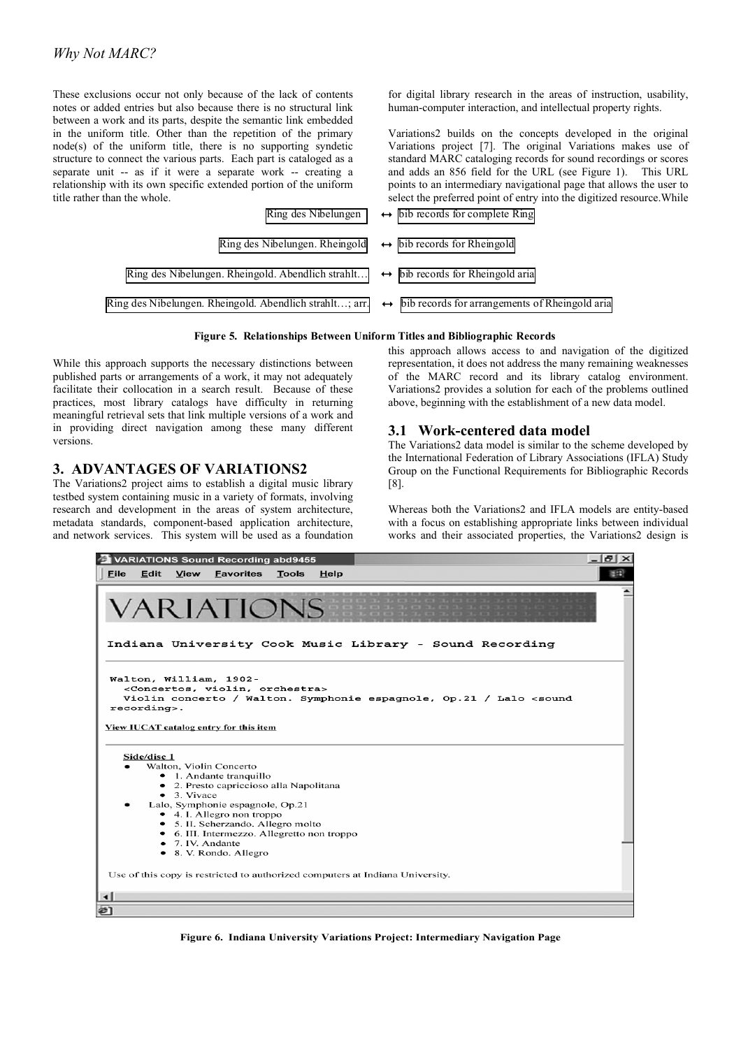These exclusions occur not only because of the lack of contents notes or added entries but also because there is no structural link between a work and its parts, despite the semantic link embedded in the uniform title. Other than the repetition of the primary node(s) of the uniform title, there is no supporting syndetic structure to connect the various parts. Each part is cataloged as a separate unit -- as if it were a separate work -- creating a relationship with its own specific extended portion of the uniform title rather than the whole.

| Uniform Title | | Bibliographic Records |
|---|---|---|
| Ring des Nibelungen | ↔ | bib records for complete Ring |
| Ring des Nibelungen. Rheingold | ↔ | bib records for Rheingold |
| Ring des Nibelungen. Rheingold. Abendlich strahlt… | ↔ | bib records for Rheingold aria |
| Ring des Nibelungen. Rheingold. Abendlich strahlt…; arr. | ↔ | bib records for arrangements of Rheingold aria |

**Figure 5. Relationships Between Uniform Titles and Bibliographic Records**

While this approach supports the necessary distinctions between published parts or arrangements of a work, it may not adequately facilitate their collocation in a search result. Because of these practices, most library catalogs have difficulty in returning meaningful retrieval sets that link multiple versions of a work and in providing direct navigation among these many different versions.

## 3. ADVANTAGES OF VARIATIONS2

The Variations2 project aims to establish a digital music library testbed system containing music in a variety of formats, involving research and development in the areas of system architecture, metadata standards, component-based application architecture, and network services. This system will be used as a foundation for digital library research in the areas of instruction, usability, human-computer interaction, and intellectual property rights.

Variations2 builds on the concepts developed in the original Variations project [7]. The original Variations makes use of standard MARC cataloging records for sound recordings or scores and adds an 856 field for the URL (see Figure 1). This URL points to an intermediary navigational page that allows the user to select the preferred point of entry into the digitized resource. While this approach allows access to and navigation of the digitized representation, it does not address the many remaining weaknesses of the MARC record and its library catalog environment. Variations2 provides a solution for each of the problems outlined above, beginning with the establishment of a new data model.

### 3.1 Work-centered data model

The Variations2 data model is similar to the scheme developed by the International Federation of Library Associations (IFLA) Study Group on the Functional Requirements for Bibliographic Records [8].

Whereas both the Variations2 and IFLA models are entity-based with a focus on establishing appropriate links between individual works and their associated properties, the Variations2 design is

VARIATIONS Sound Recording abd9455

File Edit View Favorites Tools Help

VARIATIONS

Indiana University Cook Music Library - Sound Recording

Walton, William, 1902-
<Concertos, violin, orchestra>
Violin concerto / Walton. Symphonie espagnole, Op.21 / Lalo <sound recording>.

View IUCAT catalog entry for this item

Side/disc 1

- Walton, Violin Concerto
  - 1. Andante tranquillo
  - 2. Presto capriccioso alla Napolitana
  - 3. Vivace
- Lalo, Symphonie espagnole, Op.21
  - 4. I. Allegro non troppo
  - 5. II. Scherzando. Allegro molto
  - 6. III. Intermezzo. Allegretto non troppo
  - 7. IV. Andante
  - 8. V. Rondo. Allegro

Use of this copy is restricted to authorized computers at Indiana University.

**Figure 6. Indiana University Variations Project: Intermediary Navigation Page**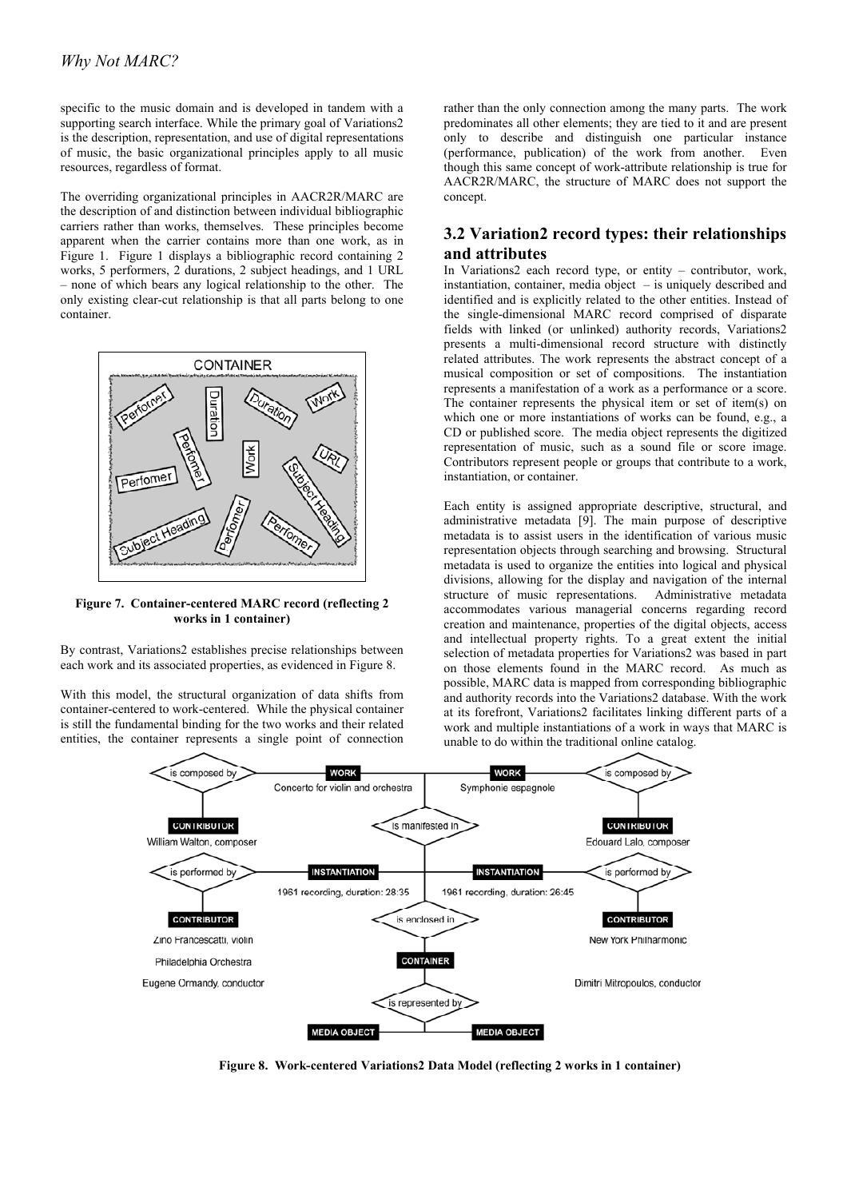specific to the music domain and is developed in tandem with a supporting search interface. While the primary goal of Variations2 is the description, representation, and use of digital representations of music, the basic organizational principles apply to all music resources, regardless of format.

The overriding organizational principles in AACR2R/MARC are the description of and distinction between individual bibliographic carriers rather than works, themselves. These principles become apparent when the carrier contains more than one work, as in Figure 1. Figure 1 displays a bibliographic record containing 2 works, 5 performers, 2 durations, 2 subject headings, and 1 URL – none of which bears any logical relationship to the other. The only existing clear-cut relationship is that all parts belong to one container.

**Figure 7. Container-centered MARC record (reflecting 2 works in 1 container)**

By contrast, Variations2 establishes precise relationships between each work and its associated properties, as evidenced in Figure 8.

With this model, the structural organization of data shifts from container-centered to work-centered. While the physical container is still the fundamental binding for the two works and their related entities, the container represents a single point of connection rather than the only connection among the many parts. The work predominates all other elements; they are tied to it and are present only to describe and distinguish one particular instance (performance, publication) of the work from another. Even though this same concept of work-attribute relationship is true for AACR2R/MARC, the structure of MARC does not support the concept.

## 3.2 Variation2 record types: their relationships and attributes

In Variations2 each record type, or entity – contributor, work, instantiation, container, media object – is uniquely described and identified and is explicitly related to the other entities. Instead of the single-dimensional MARC record comprised of disparate fields with linked (or unlinked) authority records, Variations2 presents a multi-dimensional record structure with distinctly related attributes. The work represents the abstract concept of a musical composition or set of compositions. The instantiation represents a manifestation of a work as a performance or a score. The container represents the physical item or set of item(s) on which one or more instantiations of works can be found, e.g., a CD or published score. The media object represents the digitized representation of music, such as a sound file or score image. Contributors represent people or groups that contribute to a work, instantiation, or container.

Each entity is assigned appropriate descriptive, structural, and administrative metadata [9]. The main purpose of descriptive metadata is to assist users in the identification of various music representation objects through searching and browsing. Structural metadata is used to organize the entities into logical and physical divisions, allowing for the display and navigation of the internal structure of music representations. Administrative metadata accommodates various managerial concerns regarding record creation and maintenance, properties of the digital objects, access and intellectual property rights. To a great extent the initial selection of metadata properties for Variations2 was based in part on those elements found in the MARC record. As much as possible, MARC data is mapped from corresponding bibliographic and authority records into the Variations2 database. With the work at its forefront, Variations2 facilitates linking different parts of a work and multiple instantiations of a work in ways that MARC is unable to do within the traditional online catalog.

**Figure 8. Work-centered Variations2 Data Model (reflecting 2 works in 1 container)**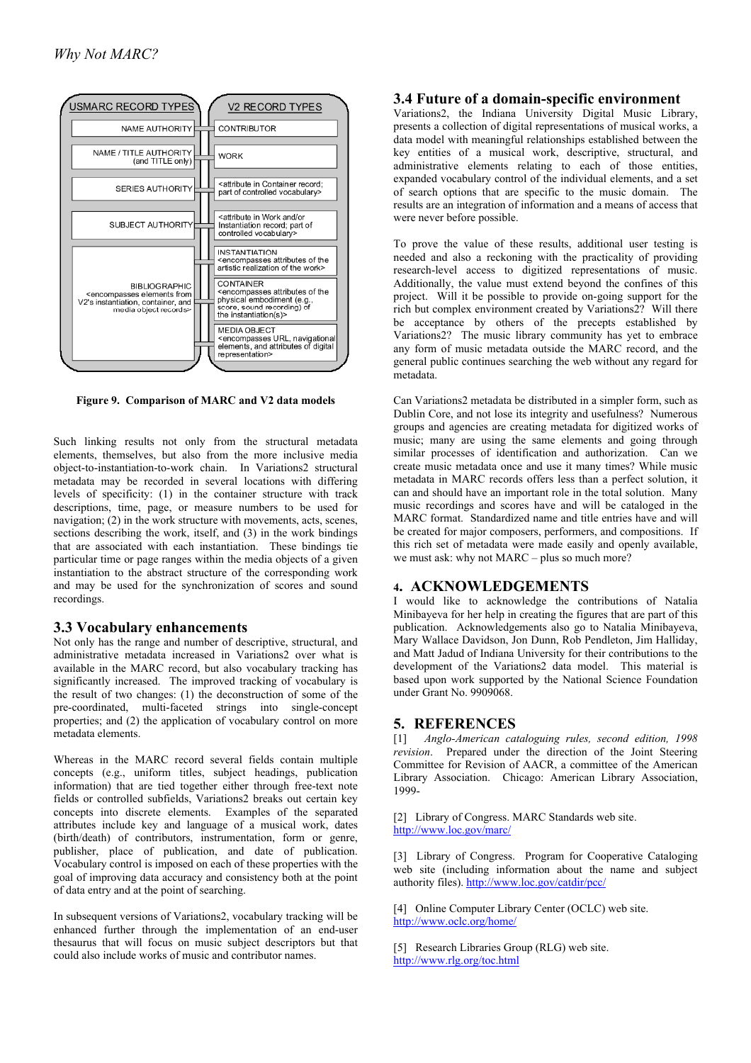| USMARC RECORD TYPES | V2 RECORD TYPES |
| --- | --- |
| NAME AUTHORITY | CONTRIBUTOR |
| NAME / TITLE AUTHORITY (and TITLE only) | WORK |
| SERIES AUTHORITY | <attribute in Container record; part of controlled vocabulary> |
| SUBJECT AUTHORITY | <attribute in Work and/or Instantiation record; part of controlled vocabulary> |
| BIBLIOGRAPHIC <encompasses elements from V2's instantiation, container, and media object records> | INSTANTIATION <encompasses attributes of the artistic realization of the work> |
| | CONTAINER <encompasses attributes of the physical embodiment (e.g., score, sound recording) of the instantiation(s)> |
| | MEDIA OBJECT <encompasses URL, navigational elements, and attributes of digital representation> |

**Figure 9. Comparison of MARC and V2 data models**

Such linking results not only from the structural metadata elements, themselves, but also from the more inclusive media object-to-instantiation-to-work chain. In Variations2 structural metadata may be recorded in several locations with differing levels of specificity: (1) in the container structure with track descriptions, time, page, or measure numbers to be used for navigation; (2) in the work structure with movements, acts, scenes, sections describing the work, itself, and (3) in the work bindings that are associated with each instantiation. These bindings tie particular time or page ranges within the media objects of a given instantiation to the abstract structure of the corresponding work and may be used for the synchronization of scores and sound recordings.

## 3.3 Vocabulary enhancements

Not only has the range and number of descriptive, structural, and administrative metadata increased in Variations2 over what is available in the MARC record, but also vocabulary tracking has significantly increased. The improved tracking of vocabulary is the result of two changes: (1) the deconstruction of some of the pre-coordinated, multi-faceted strings into single-concept properties; and (2) the application of vocabulary control on more metadata elements.

Whereas in the MARC record several fields contain multiple concepts (e.g., uniform titles, subject headings, publication information) that are tied together either through free-text note fields or controlled subfields, Variations2 breaks out certain key concepts into discrete elements. Examples of the separated attributes include key and language of a musical work, dates (birth/death) of contributors, instrumentation, form or genre, publisher, place of publication, and date of publication. Vocabulary control is imposed on each of these properties with the goal of improving data accuracy and consistency both at the point of data entry and at the point of searching.

In subsequent versions of Variations2, vocabulary tracking will be enhanced further through the implementation of an end-user thesaurus that will focus on music subject descriptors but that could also include works of music and contributor names.

## 3.4 Future of a domain-specific environment

Variations2, the Indiana University Digital Music Library, presents a collection of digital representations of musical works, a data model with meaningful relationships established between the key entities of a musical work, descriptive, structural, and administrative elements relating to each of those entities, expanded vocabulary control of the individual elements, and a set of search options that are specific to the music domain. The results are an integration of information and a means of access that were never before possible.

To prove the value of these results, additional user testing is needed and also a reckoning with the practicality of providing research-level access to digitized representations of music. Additionally, the value must extend beyond the confines of this project. Will it be possible to provide on-going support for the rich but complex environment created by Variations2? Will there be acceptance by others of the precepts established by Variations2? The music library community has yet to embrace any form of music metadata outside the MARC record, and the general public continues searching the web without any regard for metadata.

Can Variations2 metadata be distributed in a simpler form, such as Dublin Core, and not lose its integrity and usefulness? Numerous groups and agencies are creating metadata for digitized works of music; many are using the same elements and going through similar processes of identification and authorization. Can we create music metadata once and use it many times? While music metadata in MARC records offers less than a perfect solution, it can and should have an important role in the total solution. Many music recordings and scores have and will be cataloged in the MARC format. Standardized name and title entries have and will be created for major composers, performers, and compositions. If this rich set of metadata were made easily and openly available, we must ask: why not MARC – plus so much more?

# 4. ACKNOWLEDGEMENTS

I would like to acknowledge the contributions of Natalia Minibayeva for her help in creating the figures that are part of this publication. Acknowledgements also go to Natalia Minibayeva, Mary Wallace Davidson, Jon Dunn, Rob Pendleton, Jim Halliday, and Matt Jadud of Indiana University for their contributions to the development of the Variations2 data model. This material is based upon work supported by the National Science Foundation under Grant No. 9909068.

# 5. REFERENCES

[1] *Anglo-American cataloguing rules, second edition, 1998 revision*. Prepared under the direction of the Joint Steering Committee for Revision of AACR, a committee of the American Library Association. Chicago: American Library Association, 1999-

[2] Library of Congress. MARC Standards web site. http://www.loc.gov/marc/

[3] Library of Congress. Program for Cooperative Cataloging web site (including information about the name and subject authority files). http://www.loc.gov/catdir/pcc/

[4] Online Computer Library Center (OCLC) web site. http://www.oclc.org/home/

[5] Research Libraries Group (RLG) web site. http://www.rlg.org/toc.html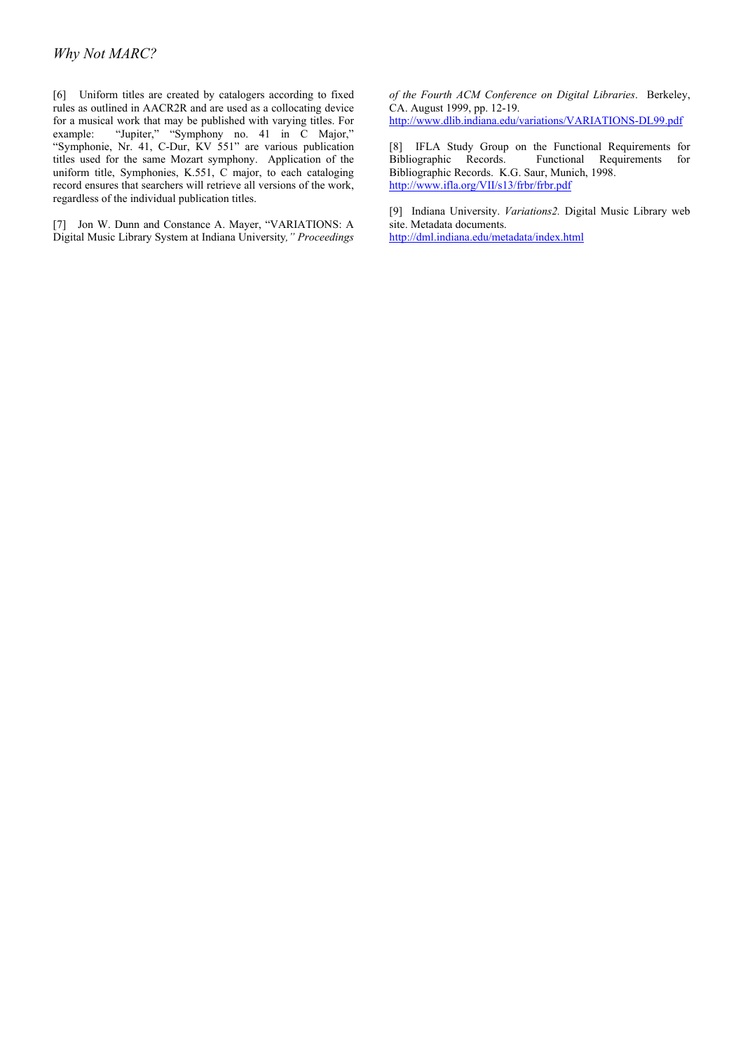[6] Uniform titles are created by catalogers according to fixed rules as outlined in AACR2R and are used as a collocating device for a musical work that may be published with varying titles. For example: "Jupiter," "Symphony no. 41 in C Major," "Symphonie, Nr. 41, C-Dur, KV 551" are various publication titles used for the same Mozart symphony. Application of the uniform title, Symphonies, K.551, C major, to each cataloging record ensures that searchers will retrieve all versions of the work, regardless of the individual publication titles.

[7] Jon W. Dunn and Constance A. Mayer, "VARIATIONS: A Digital Music Library System at Indiana University*," Proceedings of the Fourth ACM Conference on Digital Libraries*. Berkeley, CA. August 1999, pp. 12-19. http://www.dlib.indiana.edu/variations/VARIATIONS-DL99.pdf

[8] IFLA Study Group on the Functional Requirements for Bibliographic Records. Functional Requirements for Bibliographic Records. K.G. Saur, Munich, 1998. http://www.ifla.org/VII/s13/frbr/frbr.pdf

[9] Indiana University. *Variations2.* Digital Music Library web site. Metadata documents. http://dml.indiana.edu/metadata/index.html